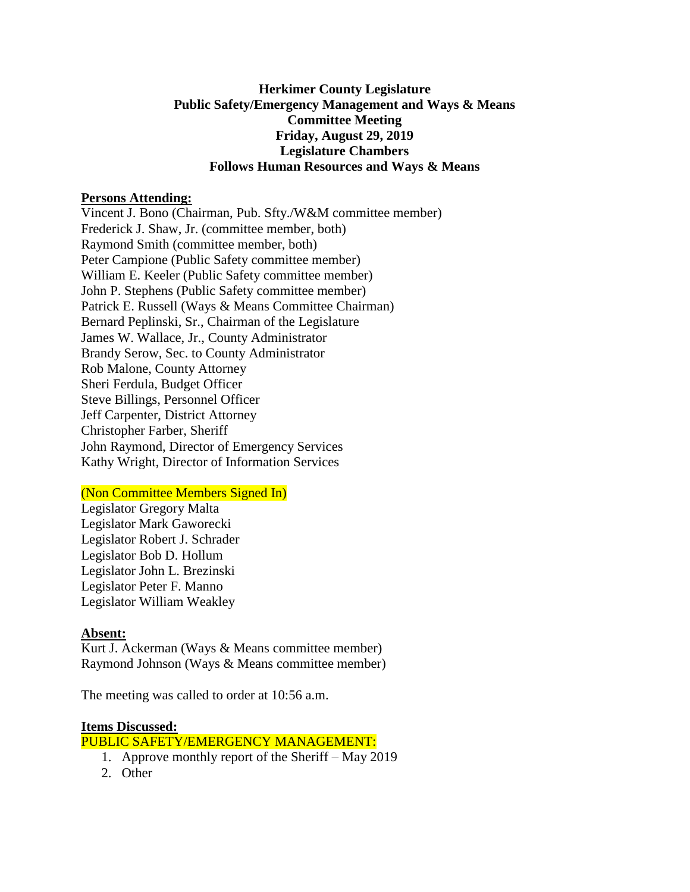**Herkimer County Legislature**
**Public Safety/Emergency Management and Ways & Means**
**Committee Meeting**
**Friday, August 29, 2019**
**Legislature Chambers**
**Follows Human Resources and Ways & Means**

**Persons Attending:**

Vincent J. Bono (Chairman, Pub. Sfty./W&M committee member)
Frederick J. Shaw, Jr. (committee member, both)
Raymond Smith (committee member, both)
Peter Campione (Public Safety committee member)
William E. Keeler (Public Safety committee member)
John P. Stephens (Public Safety committee member)
Patrick E. Russell (Ways & Means Committee Chairman)
Bernard Peplinski, Sr., Chairman of the Legislature
James W. Wallace, Jr., County Administrator
Brandy Serow, Sec. to County Administrator
Rob Malone, County Attorney
Sheri Ferdula, Budget Officer
Steve Billings, Personnel Officer
Jeff Carpenter, District Attorney
Christopher Farber, Sheriff
John Raymond, Director of Emergency Services
Kathy Wright, Director of Information Services

(Non Committee Members Signed In)

Legislator Gregory Malta
Legislator Mark Gaworecki
Legislator Robert J. Schrader
Legislator Bob D. Hollum
Legislator John L. Brezinski
Legislator Peter F. Manno
Legislator William Weakley

**Absent:**

Kurt J. Ackerman (Ways & Means committee member)
Raymond Johnson (Ways & Means committee member)

The meeting was called to order at 10:56 a.m.

**Items Discussed:**

PUBLIC SAFETY/EMERGENCY MANAGEMENT:

1. Approve monthly report of the Sheriff – May 2019
2. Other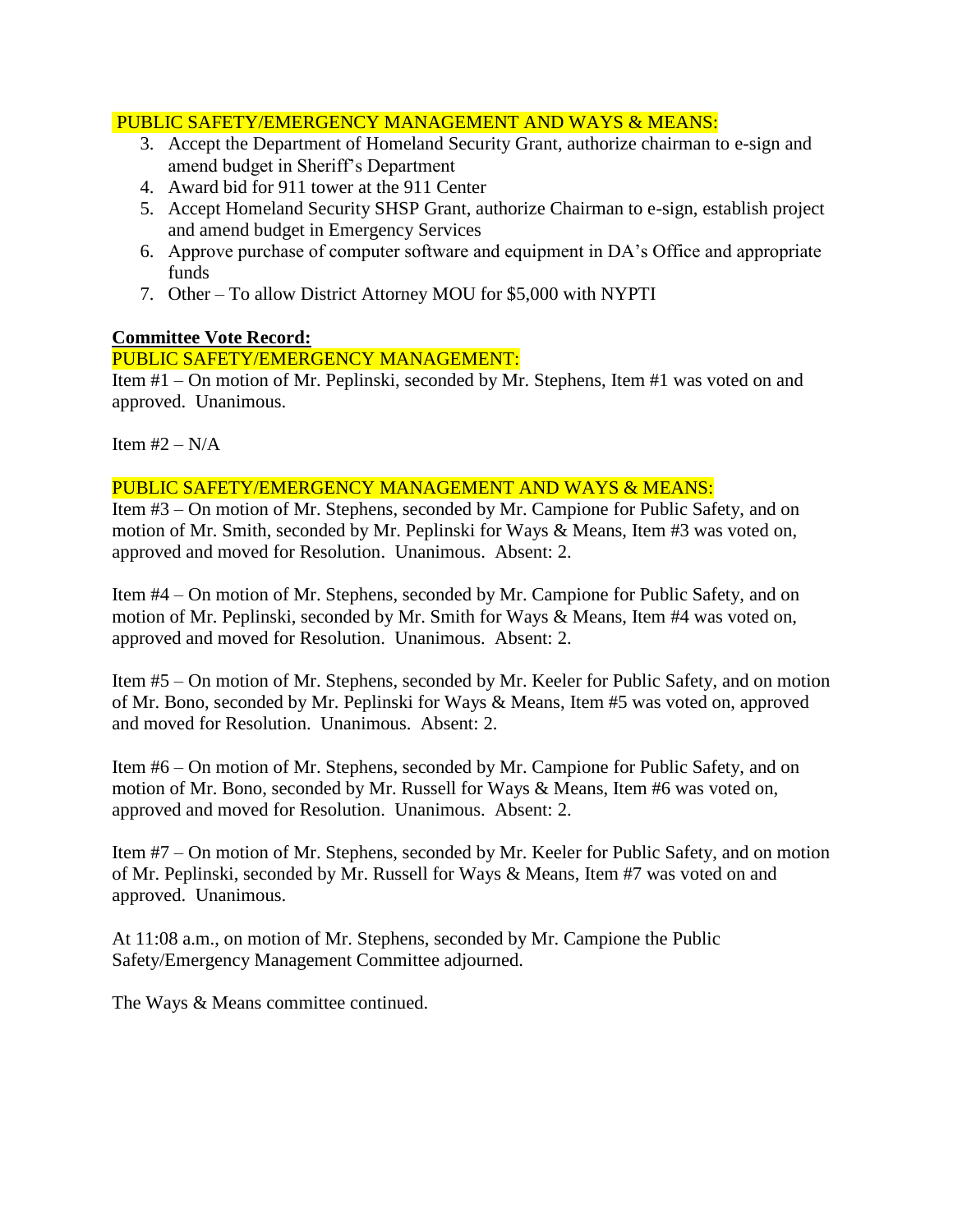PUBLIC SAFETY/EMERGENCY MANAGEMENT AND WAYS & MEANS:

3. Accept the Department of Homeland Security Grant, authorize chairman to e-sign and amend budget in Sheriff's Department
4. Award bid for 911 tower at the 911 Center
5. Accept Homeland Security SHSP Grant, authorize Chairman to e-sign, establish project and amend budget in Emergency Services
6. Approve purchase of computer software and equipment in DA's Office and appropriate funds
7. Other – To allow District Attorney MOU for $5,000 with NYPTI

**Committee Vote Record:**

PUBLIC SAFETY/EMERGENCY MANAGEMENT:

Item #1 – On motion of Mr. Peplinski, seconded by Mr. Stephens, Item #1 was voted on and approved. Unanimous.

Item #2 – N/A

PUBLIC SAFETY/EMERGENCY MANAGEMENT AND WAYS & MEANS:

Item #3 – On motion of Mr. Stephens, seconded by Mr. Campione for Public Safety, and on motion of Mr. Smith, seconded by Mr. Peplinski for Ways & Means, Item #3 was voted on, approved and moved for Resolution. Unanimous. Absent: 2.

Item #4 – On motion of Mr. Stephens, seconded by Mr. Campione for Public Safety, and on motion of Mr. Peplinski, seconded by Mr. Smith for Ways & Means, Item #4 was voted on, approved and moved for Resolution. Unanimous. Absent: 2.

Item #5 – On motion of Mr. Stephens, seconded by Mr. Keeler for Public Safety, and on motion of Mr. Bono, seconded by Mr. Peplinski for Ways & Means, Item #5 was voted on, approved and moved for Resolution. Unanimous. Absent: 2.

Item #6 – On motion of Mr. Stephens, seconded by Mr. Campione for Public Safety, and on motion of Mr. Bono, seconded by Mr. Russell for Ways & Means, Item #6 was voted on, approved and moved for Resolution. Unanimous. Absent: 2.

Item #7 – On motion of Mr. Stephens, seconded by Mr. Keeler for Public Safety, and on motion of Mr. Peplinski, seconded by Mr. Russell for Ways & Means, Item #7 was voted on and approved. Unanimous.

At 11:08 a.m., on motion of Mr. Stephens, seconded by Mr. Campione the Public Safety/Emergency Management Committee adjourned.

The Ways & Means committee continued.